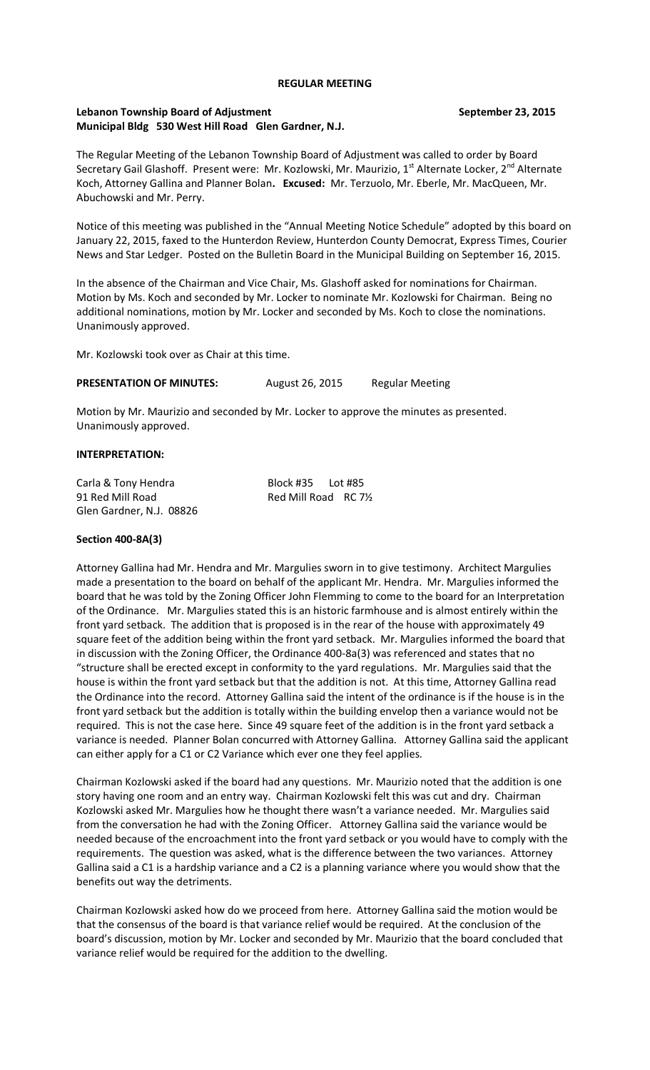**REGULAR MEETING**

**Lebanon Township Board of Adjustment** **September 23, 2015**
**Municipal Bldg 530 West Hill Road Glen Gardner, N.J.**

The Regular Meeting of the Lebanon Township Board of Adjustment was called to order by Board Secretary Gail Glashoff. Present were: Mr. Kozlowski, Mr. Maurizio, 1st Alternate Locker, 2nd Alternate Koch, Attorney Gallina and Planner Bolan**. Excused:** Mr. Terzuolo, Mr. Eberle, Mr. MacQueen, Mr. Abuchowski and Mr. Perry.

Notice of this meeting was published in the "Annual Meeting Notice Schedule" adopted by this board on January 22, 2015, faxed to the Hunterdon Review, Hunterdon County Democrat, Express Times, Courier News and Star Ledger. Posted on the Bulletin Board in the Municipal Building on September 16, 2015.

In the absence of the Chairman and Vice Chair, Ms. Glashoff asked for nominations for Chairman. Motion by Ms. Koch and seconded by Mr. Locker to nominate Mr. Kozlowski for Chairman. Being no additional nominations, motion by Mr. Locker and seconded by Ms. Koch to close the nominations. Unanimously approved.

Mr. Kozlowski took over as Chair at this time.

**PRESENTATION OF MINUTES:** August 26, 2015 Regular Meeting

Motion by Mr. Maurizio and seconded by Mr. Locker to approve the minutes as presented. Unanimously approved.

**INTERPRETATION:**

Carla & Tony Hendra Block #35 Lot #85
91 Red Mill Road Red Mill Road RC 7½
Glen Gardner, N.J. 08826

**Section 400-8A(3)**

Attorney Gallina had Mr. Hendra and Mr. Margulies sworn in to give testimony. Architect Margulies made a presentation to the board on behalf of the applicant Mr. Hendra. Mr. Margulies informed the board that he was told by the Zoning Officer John Flemming to come to the board for an Interpretation of the Ordinance. Mr. Margulies stated this is an historic farmhouse and is almost entirely within the front yard setback. The addition that is proposed is in the rear of the house with approximately 49 square feet of the addition being within the front yard setback. Mr. Margulies informed the board that in discussion with the Zoning Officer, the Ordinance 400-8a(3) was referenced and states that no "structure shall be erected except in conformity to the yard regulations. Mr. Margulies said that the house is within the front yard setback but that the addition is not. At this time, Attorney Gallina read the Ordinance into the record. Attorney Gallina said the intent of the ordinance is if the house is in the front yard setback but the addition is totally within the building envelop then a variance would not be required. This is not the case here. Since 49 square feet of the addition is in the front yard setback a variance is needed. Planner Bolan concurred with Attorney Gallina. Attorney Gallina said the applicant can either apply for a C1 or C2 Variance which ever one they feel applies.

Chairman Kozlowski asked if the board had any questions. Mr. Maurizio noted that the addition is one story having one room and an entry way. Chairman Kozlowski felt this was cut and dry. Chairman Kozlowski asked Mr. Margulies how he thought there wasn't a variance needed. Mr. Margulies said from the conversation he had with the Zoning Officer. Attorney Gallina said the variance would be needed because of the encroachment into the front yard setback or you would have to comply with the requirements. The question was asked, what is the difference between the two variances. Attorney Gallina said a C1 is a hardship variance and a C2 is a planning variance where you would show that the benefits out way the detriments.

Chairman Kozlowski asked how do we proceed from here. Attorney Gallina said the motion would be that the consensus of the board is that variance relief would be required. At the conclusion of the board's discussion, motion by Mr. Locker and seconded by Mr. Maurizio that the board concluded that variance relief would be required for the addition to the dwelling.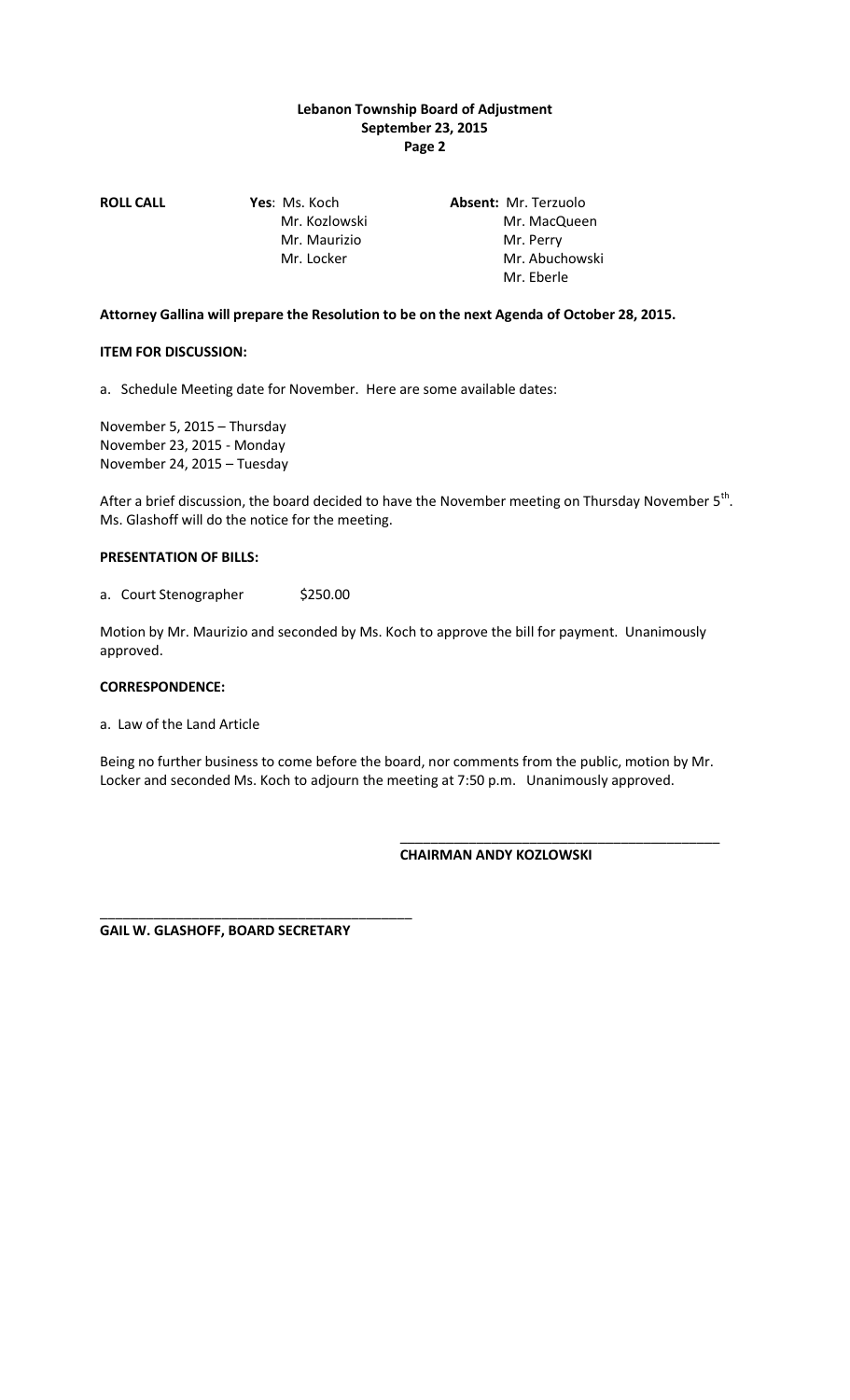**ROLL CALL**

| | | |
|---|---|---|
| **Yes**: Ms. Koch | **Absent:** Mr. Terzuolo | |
| Mr. Kozlowski | Mr. MacQueen | |
| Mr. Maurizio | Mr. Perry | |
| Mr. Locker | Mr. Abuchowski | |
| | Mr. Eberle | |

**Attorney Gallina will prepare the Resolution to be on the next Agenda of October 28, 2015.**

**ITEM FOR DISCUSSION:**

a. Schedule Meeting date for November. Here are some available dates:

November 5, 2015 – Thursday
November 23, 2015 - Monday
November 24, 2015 – Tuesday

After a brief discussion, the board decided to have the November meeting on Thursday November 5th. Ms. Glashoff will do the notice for the meeting.

**PRESENTATION OF BILLS:**

a. Court Stenographer $250.00

Motion by Mr. Maurizio and seconded by Ms. Koch to approve the bill for payment. Unanimously approved.

**CORRESPONDENCE:**

a. Law of the Land Article

Being no further business to come before the board, nor comments from the public, motion by Mr. Locker and seconded Ms. Koch to adjourn the meeting at 7:50 p.m. Unanimously approved.

\_\_\_\_\_\_\_\_\_\_\_\_\_\_\_\_\_\_\_\_\_\_\_\_\_\_\_\_\_\_\_\_\_\_\_\_\_\_\_\_\_\_\_\_
**CHAIRMAN ANDY KOZLOWSKI**

\_\_\_\_\_\_\_\_\_\_\_\_\_\_\_\_\_\_\_\_\_\_\_\_\_\_\_\_\_\_\_\_\_\_\_\_\_\_\_\_\_\_\_\_
**GAIL W. GLASHOFF, BOARD SECRETARY**